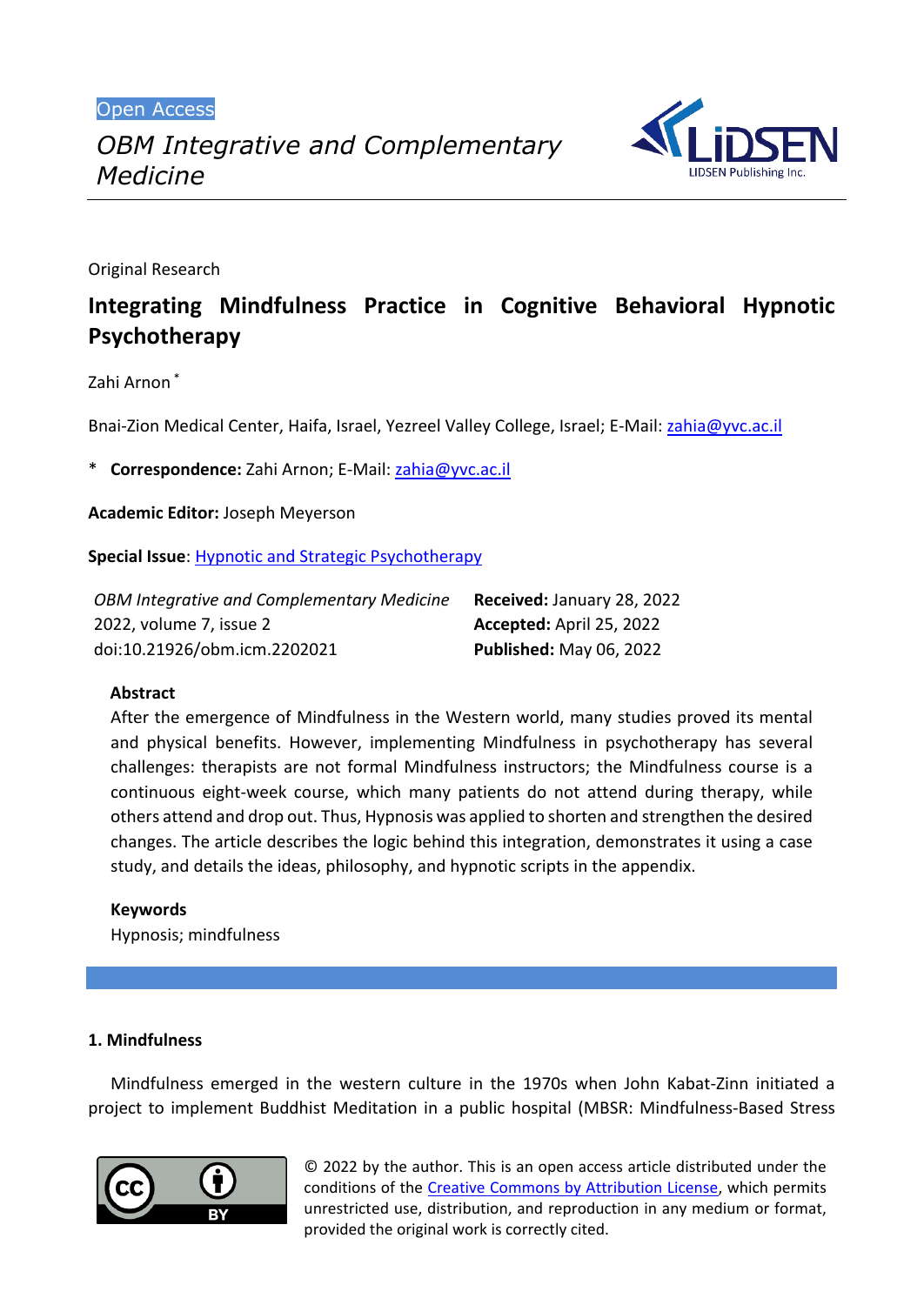Open Access

*OBM Integrative and Complementary Medicine*

Original Research

# Integrating Mindfulness Practice in Cognitive Behavioral Hypnotic Psychotherapy

Zahi Arnon [*]

Bnai-Zion Medical Center, Haifa, Israel, Yezreel Valley College, Israel; E-Mail: zahia@yvc.ac.il

\* **Correspondence:** Zahi Arnon; E-Mail: zahia@yvc.ac.il

**Academic Editor:** Joseph Meyerson

**Special Issue**: Hypnotic and Strategic Psychotherapy

*OBM Integrative and Complementary Medicine*
2022, volume 7, issue 2
doi:10.21926/obm.icm.2202021

**Received:** January 28, 2022
**Accepted:** April 25, 2022
**Published:** May 06, 2022

**Abstract**

After the emergence of Mindfulness in the Western world, many studies proved its mental and physical benefits. However, implementing Mindfulness in psychotherapy has several challenges: therapists are not formal Mindfulness instructors; the Mindfulness course is a continuous eight-week course, which many patients do not attend during therapy, while others attend and drop out. Thus, Hypnosis was applied to shorten and strengthen the desired changes. The article describes the logic behind this integration, demonstrates it using a case study, and details the ideas, philosophy, and hypnotic scripts in the appendix.

**Keywords**

Hypnosis; mindfulness

## 1. Mindfulness

Mindfulness emerged in the western culture in the 1970s when John Kabat-Zinn initiated a project to implement Buddhist Meditation in a public hospital (MBSR: Mindfulness-Based Stress

© 2022 by the author. This is an open access article distributed under the conditions of the Creative Commons by Attribution License, which permits unrestricted use, distribution, and reproduction in any medium or format, provided the original work is correctly cited.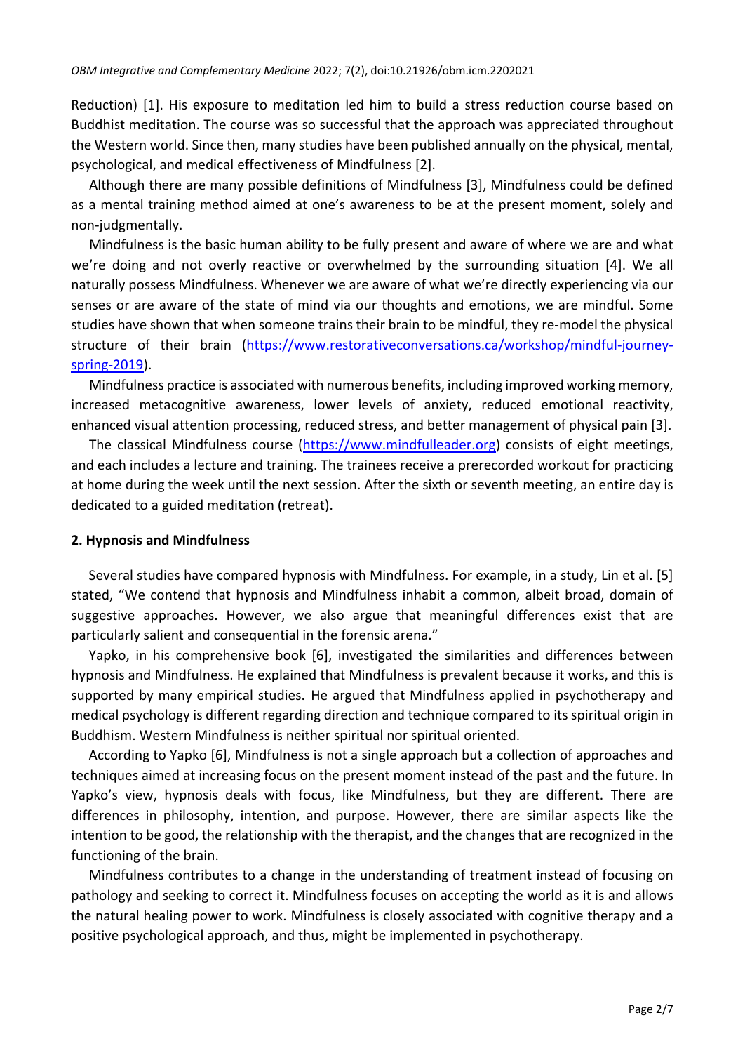Reduction) [1]. His exposure to meditation led him to build a stress reduction course based on Buddhist meditation. The course was so successful that the approach was appreciated throughout the Western world. Since then, many studies have been published annually on the physical, mental, psychological, and medical effectiveness of Mindfulness [2].

Although there are many possible definitions of Mindfulness [3], Mindfulness could be defined as a mental training method aimed at one's awareness to be at the present moment, solely and non-judgmentally.

Mindfulness is the basic human ability to be fully present and aware of where we are and what we're doing and not overly reactive or overwhelmed by the surrounding situation [4]. We all naturally possess Mindfulness. Whenever we are aware of what we're directly experiencing via our senses or are aware of the state of mind via our thoughts and emotions, we are mindful. Some studies have shown that when someone trains their brain to be mindful, they re-model the physical structure of their brain (https://www.restorativeconversations.ca/workshop/mindful-journey-spring-2019).

Mindfulness practice is associated with numerous benefits, including improved working memory, increased metacognitive awareness, lower levels of anxiety, reduced emotional reactivity, enhanced visual attention processing, reduced stress, and better management of physical pain [3].

The classical Mindfulness course (https://www.mindfulleader.org) consists of eight meetings, and each includes a lecture and training. The trainees receive a prerecorded workout for practicing at home during the week until the next session. After the sixth or seventh meeting, an entire day is dedicated to a guided meditation (retreat).

## 2. Hypnosis and Mindfulness

Several studies have compared hypnosis with Mindfulness. For example, in a study, Lin et al. [5] stated, "We contend that hypnosis and Mindfulness inhabit a common, albeit broad, domain of suggestive approaches. However, we also argue that meaningful differences exist that are particularly salient and consequential in the forensic arena."

Yapko, in his comprehensive book [6], investigated the similarities and differences between hypnosis and Mindfulness. He explained that Mindfulness is prevalent because it works, and this is supported by many empirical studies. He argued that Mindfulness applied in psychotherapy and medical psychology is different regarding direction and technique compared to its spiritual origin in Buddhism. Western Mindfulness is neither spiritual nor spiritual oriented.

According to Yapko [6], Mindfulness is not a single approach but a collection of approaches and techniques aimed at increasing focus on the present moment instead of the past and the future. In Yapko's view, hypnosis deals with focus, like Mindfulness, but they are different. There are differences in philosophy, intention, and purpose. However, there are similar aspects like the intention to be good, the relationship with the therapist, and the changes that are recognized in the functioning of the brain.

Mindfulness contributes to a change in the understanding of treatment instead of focusing on pathology and seeking to correct it. Mindfulness focuses on accepting the world as it is and allows the natural healing power to work. Mindfulness is closely associated with cognitive therapy and a positive psychological approach, and thus, might be implemented in psychotherapy.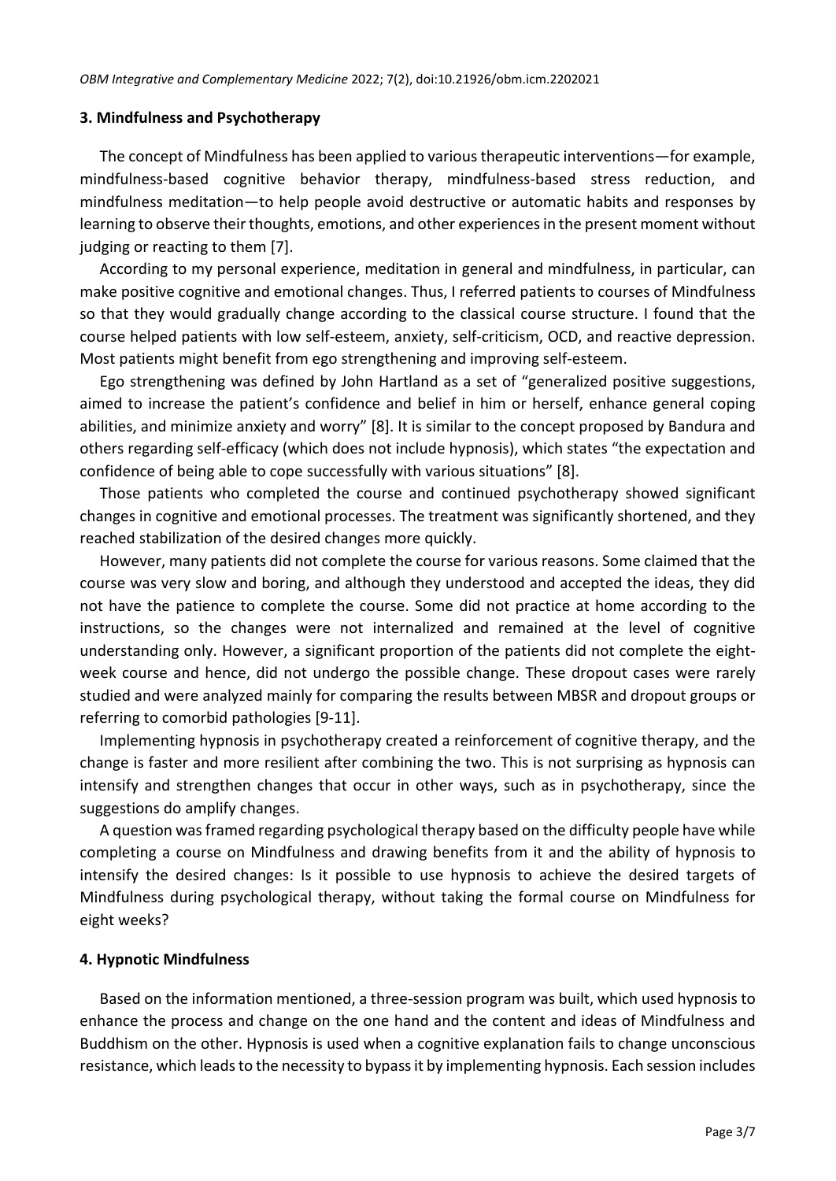## 3. Mindfulness and Psychotherapy

The concept of Mindfulness has been applied to various therapeutic interventions—for example, mindfulness-based cognitive behavior therapy, mindfulness-based stress reduction, and mindfulness meditation—to help people avoid destructive or automatic habits and responses by learning to observe their thoughts, emotions, and other experiences in the present moment without judging or reacting to them [7].

According to my personal experience, meditation in general and mindfulness, in particular, can make positive cognitive and emotional changes. Thus, I referred patients to courses of Mindfulness so that they would gradually change according to the classical course structure. I found that the course helped patients with low self-esteem, anxiety, self-criticism, OCD, and reactive depression. Most patients might benefit from ego strengthening and improving self-esteem.

Ego strengthening was defined by John Hartland as a set of "generalized positive suggestions, aimed to increase the patient's confidence and belief in him or herself, enhance general coping abilities, and minimize anxiety and worry" [8]. It is similar to the concept proposed by Bandura and others regarding self-efficacy (which does not include hypnosis), which states "the expectation and confidence of being able to cope successfully with various situations" [8].

Those patients who completed the course and continued psychotherapy showed significant changes in cognitive and emotional processes. The treatment was significantly shortened, and they reached stabilization of the desired changes more quickly.

However, many patients did not complete the course for various reasons. Some claimed that the course was very slow and boring, and although they understood and accepted the ideas, they did not have the patience to complete the course. Some did not practice at home according to the instructions, so the changes were not internalized and remained at the level of cognitive understanding only. However, a significant proportion of the patients did not complete the eight-week course and hence, did not undergo the possible change. These dropout cases were rarely studied and were analyzed mainly for comparing the results between MBSR and dropout groups or referring to comorbid pathologies [9-11].

Implementing hypnosis in psychotherapy created a reinforcement of cognitive therapy, and the change is faster and more resilient after combining the two. This is not surprising as hypnosis can intensify and strengthen changes that occur in other ways, such as in psychotherapy, since the suggestions do amplify changes.

A question was framed regarding psychological therapy based on the difficulty people have while completing a course on Mindfulness and drawing benefits from it and the ability of hypnosis to intensify the desired changes: Is it possible to use hypnosis to achieve the desired targets of Mindfulness during psychological therapy, without taking the formal course on Mindfulness for eight weeks?

## 4. Hypnotic Mindfulness

Based on the information mentioned, a three-session program was built, which used hypnosis to enhance the process and change on the one hand and the content and ideas of Mindfulness and Buddhism on the other. Hypnosis is used when a cognitive explanation fails to change unconscious resistance, which leads to the necessity to bypass it by implementing hypnosis. Each session includes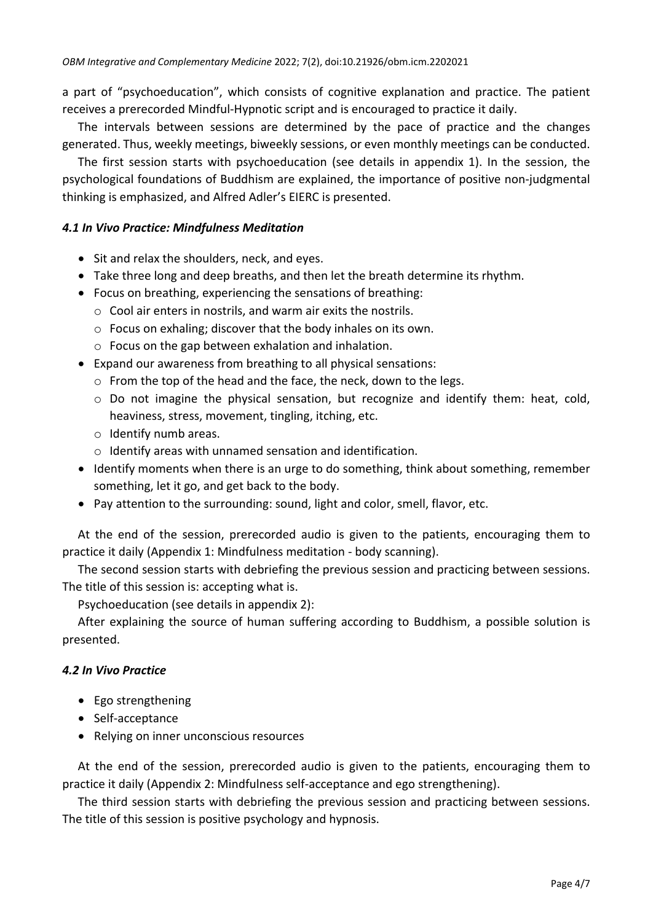a part of "psychoeducation", which consists of cognitive explanation and practice. The patient receives a prerecorded Mindful-Hypnotic script and is encouraged to practice it daily.

The intervals between sessions are determined by the pace of practice and the changes generated. Thus, weekly meetings, biweekly sessions, or even monthly meetings can be conducted.

The first session starts with psychoeducation (see details in appendix 1). In the session, the psychological foundations of Buddhism are explained, the importance of positive non-judgmental thinking is emphasized, and Alfred Adler's EIERC is presented.

### *4.1 In Vivo Practice: Mindfulness Meditation*

- Sit and relax the shoulders, neck, and eyes.
- Take three long and deep breaths, and then let the breath determine its rhythm.
- Focus on breathing, experiencing the sensations of breathing:
  - Cool air enters in nostrils, and warm air exits the nostrils.
  - Focus on exhaling; discover that the body inhales on its own.
  - Focus on the gap between exhalation and inhalation.
- Expand our awareness from breathing to all physical sensations:
  - From the top of the head and the face, the neck, down to the legs.
  - Do not imagine the physical sensation, but recognize and identify them: heat, cold, heaviness, stress, movement, tingling, itching, etc.
  - Identify numb areas.
  - Identify areas with unnamed sensation and identification.
- Identify moments when there is an urge to do something, think about something, remember something, let it go, and get back to the body.
- Pay attention to the surrounding: sound, light and color, smell, flavor, etc.

At the end of the session, prerecorded audio is given to the patients, encouraging them to practice it daily (Appendix 1: Mindfulness meditation - body scanning).

The second session starts with debriefing the previous session and practicing between sessions. The title of this session is: accepting what is.

Psychoeducation (see details in appendix 2):

After explaining the source of human suffering according to Buddhism, a possible solution is presented.

### *4.2 In Vivo Practice*

- Ego strengthening
- Self-acceptance
- Relying on inner unconscious resources

At the end of the session, prerecorded audio is given to the patients, encouraging them to practice it daily (Appendix 2: Mindfulness self-acceptance and ego strengthening).

The third session starts with debriefing the previous session and practicing between sessions. The title of this session is positive psychology and hypnosis.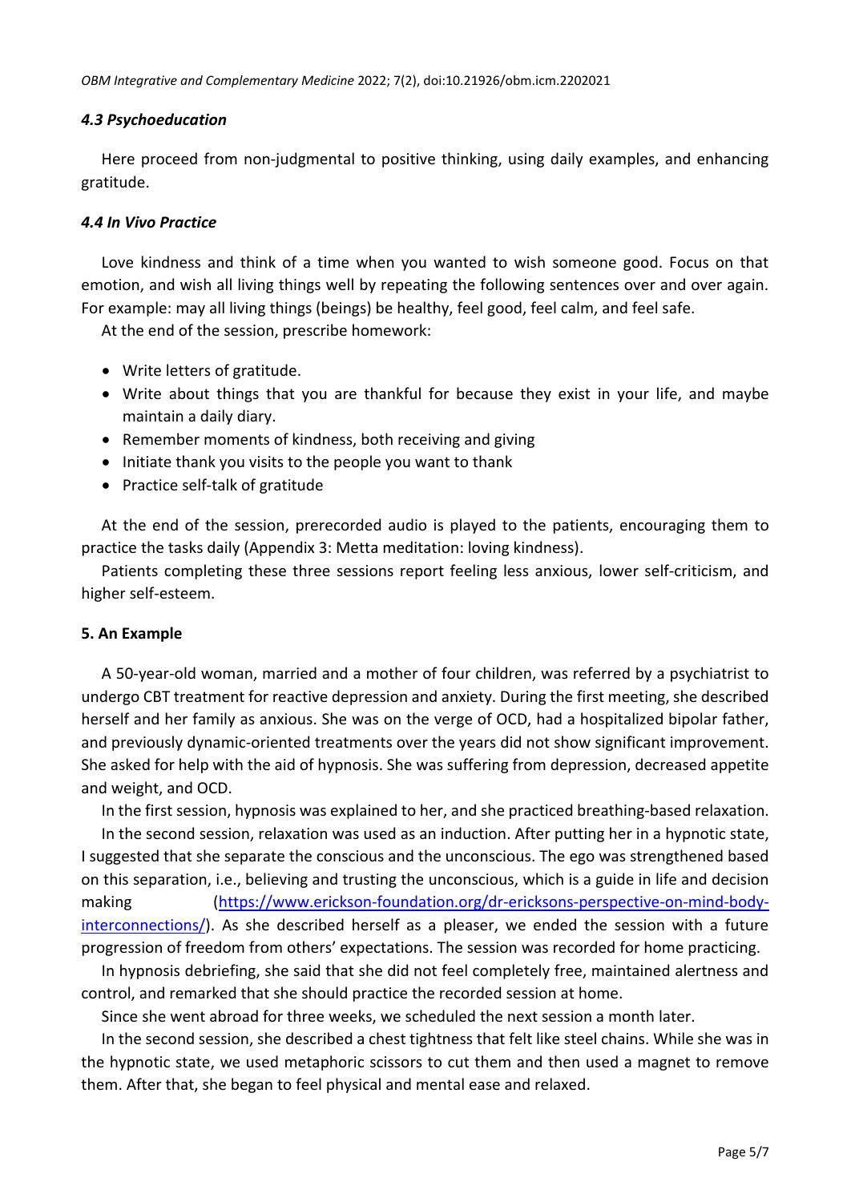### *4.3 Psychoeducation*

Here proceed from non-judgmental to positive thinking, using daily examples, and enhancing gratitude.

### *4.4 In Vivo Practice*

Love kindness and think of a time when you wanted to wish someone good. Focus on that emotion, and wish all living things well by repeating the following sentences over and over again. For example: may all living things (beings) be healthy, feel good, feel calm, and feel safe.

At the end of the session, prescribe homework:

- Write letters of gratitude.
- Write about things that you are thankful for because they exist in your life, and maybe maintain a daily diary.
- Remember moments of kindness, both receiving and giving
- Initiate thank you visits to the people you want to thank
- Practice self-talk of gratitude

At the end of the session, prerecorded audio is played to the patients, encouraging them to practice the tasks daily (Appendix 3: Metta meditation: loving kindness).

Patients completing these three sessions report feeling less anxious, lower self-criticism, and higher self-esteem.

## 5. An Example

A 50-year-old woman, married and a mother of four children, was referred by a psychiatrist to undergo CBT treatment for reactive depression and anxiety. During the first meeting, she described herself and her family as anxious. She was on the verge of OCD, had a hospitalized bipolar father, and previously dynamic-oriented treatments over the years did not show significant improvement. She asked for help with the aid of hypnosis. She was suffering from depression, decreased appetite and weight, and OCD.

In the first session, hypnosis was explained to her, and she practiced breathing-based relaxation.

In the second session, relaxation was used as an induction. After putting her in a hypnotic state, I suggested that she separate the conscious and the unconscious. The ego was strengthened based on this separation, i.e., believing and trusting the unconscious, which is a guide in life and decision making (https://www.erickson-foundation.org/dr-ericksons-perspective-on-mind-body-interconnections/). As she described herself as a pleaser, we ended the session with a future progression of freedom from others' expectations. The session was recorded for home practicing.

In hypnosis debriefing, she said that she did not feel completely free, maintained alertness and control, and remarked that she should practice the recorded session at home.

Since she went abroad for three weeks, we scheduled the next session a month later.

In the second session, she described a chest tightness that felt like steel chains. While she was in the hypnotic state, we used metaphoric scissors to cut them and then used a magnet to remove them. After that, she began to feel physical and mental ease and relaxed.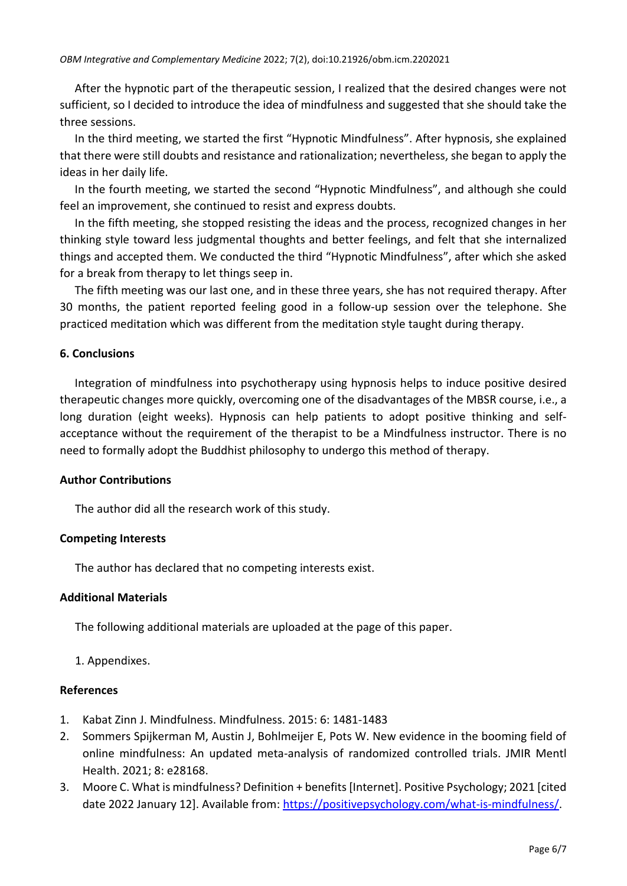After the hypnotic part of the therapeutic session, I realized that the desired changes were not sufficient, so I decided to introduce the idea of mindfulness and suggested that she should take the three sessions.

In the third meeting, we started the first "Hypnotic Mindfulness". After hypnosis, she explained that there were still doubts and resistance and rationalization; nevertheless, she began to apply the ideas in her daily life.

In the fourth meeting, we started the second "Hypnotic Mindfulness", and although she could feel an improvement, she continued to resist and express doubts.

In the fifth meeting, she stopped resisting the ideas and the process, recognized changes in her thinking style toward less judgmental thoughts and better feelings, and felt that she internalized things and accepted them. We conducted the third "Hypnotic Mindfulness", after which she asked for a break from therapy to let things seep in.

The fifth meeting was our last one, and in these three years, she has not required therapy. After 30 months, the patient reported feeling good in a follow-up session over the telephone. She practiced meditation which was different from the meditation style taught during therapy.

## 6. Conclusions

Integration of mindfulness into psychotherapy using hypnosis helps to induce positive desired therapeutic changes more quickly, overcoming one of the disadvantages of the MBSR course, i.e., a long duration (eight weeks). Hypnosis can help patients to adopt positive thinking and self-acceptance without the requirement of the therapist to be a Mindfulness instructor. There is no need to formally adopt the Buddhist philosophy to undergo this method of therapy.

## Author Contributions

The author did all the research work of this study.

## Competing Interests

The author has declared that no competing interests exist.

## Additional Materials

The following additional materials are uploaded at the page of this paper.

1. Appendixes.

## References

1. Kabat Zinn J. Mindfulness. Mindfulness. 2015: 6: 1481-1483
2. Sommers Spijkerman M, Austin J, Bohlmeijer E, Pots W. New evidence in the booming field of online mindfulness: An updated meta-analysis of randomized controlled trials. JMIR Mentl Health. 2021; 8: e28168.
3. Moore C. What is mindfulness? Definition + benefits [Internet]. Positive Psychology; 2021 [cited date 2022 January 12]. Available from: https://positivepsychology.com/what-is-mindfulness/.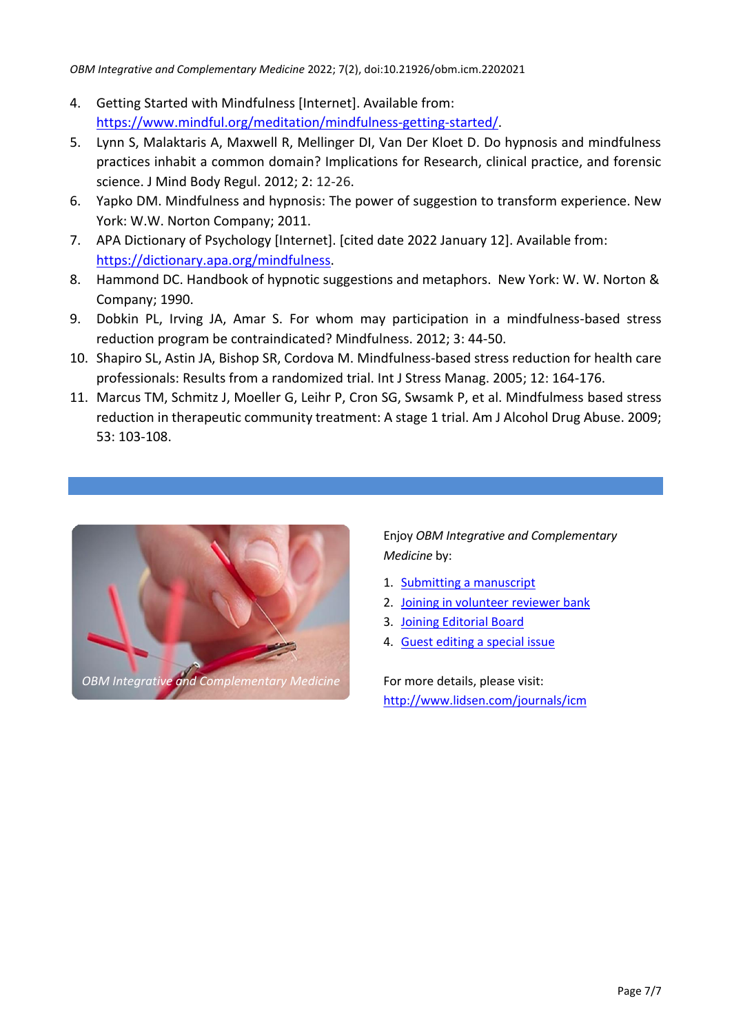4. Getting Started with Mindfulness [Internet]. Available from: https://www.mindful.org/meditation/mindfulness-getting-started/.
5. Lynn S, Malaktaris A, Maxwell R, Mellinger DI, Van Der Kloet D. Do hypnosis and mindfulness practices inhabit a common domain? Implications for Research, clinical practice, and forensic science. J Mind Body Regul. 2012; 2: 12-26.
6. Yapko DM. Mindfulness and hypnosis: The power of suggestion to transform experience. New York: W.W. Norton Company; 2011.
7. APA Dictionary of Psychology [Internet]. [cited date 2022 January 12]. Available from: https://dictionary.apa.org/mindfulness.
8. Hammond DC. Handbook of hypnotic suggestions and metaphors. New York: W. W. Norton & Company; 1990.
9. Dobkin PL, Irving JA, Amar S. For whom may participation in a mindfulness-based stress reduction program be contraindicated? Mindfulness. 2012; 3: 44-50.
10. Shapiro SL, Astin JA, Bishop SR, Cordova M. Mindfulness-based stress reduction for health care professionals: Results from a randomized trial. Int J Stress Manag. 2005; 12: 164-176.
11. Marcus TM, Schmitz J, Moeller G, Leihr P, Cron SG, Swsamk P, et al. Mindfulmess based stress reduction in therapeutic community treatment: A stage 1 trial. Am J Alcohol Drug Abuse. 2009; 53: 103-108.

---

*OBM Integrative and Complementary Medicine*

Enjoy *OBM Integrative and Complementary Medicine* by:

1. Submitting a manuscript
2. Joining in volunteer reviewer bank
3. Joining Editorial Board
4. Guest editing a special issue

For more details, please visit:
http://www.lidsen.com/journals/icm